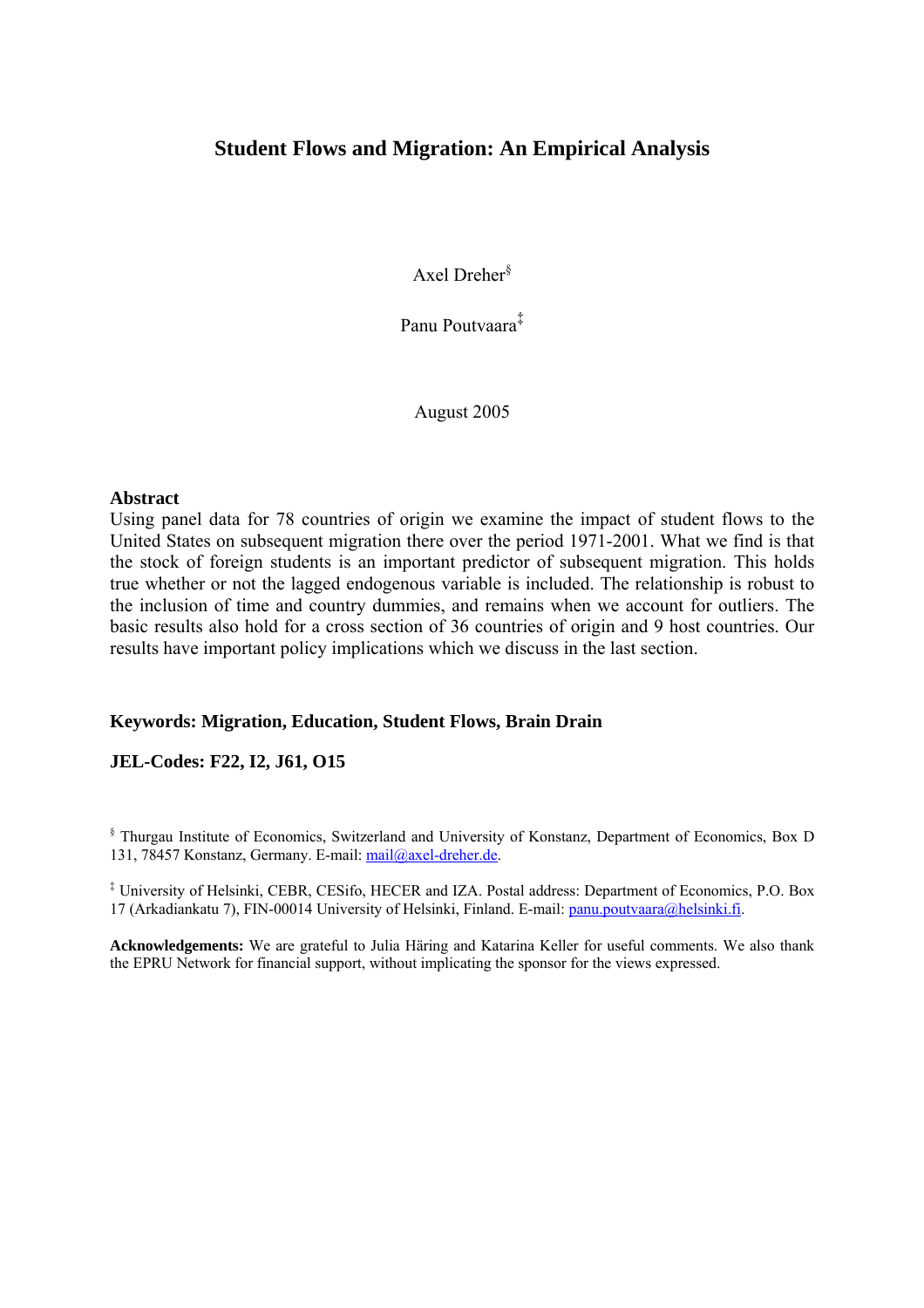# Student Flows and Migration: An Empirical Analysis

Axel Dreher[§]

Panu Poutvaara[‡]

August 2005

## Abstract

Using panel data for 78 countries of origin we examine the impact of student flows to the United States on subsequent migration there over the period 1971-2001. What we find is that the stock of foreign students is an important predictor of subsequent migration. This holds true whether or not the lagged endogenous variable is included. The relationship is robust to the inclusion of time and country dummies, and remains when we account for outliers. The basic results also hold for a cross section of 36 countries of origin and 9 host countries. Our results have important policy implications which we discuss in the last section.

**Keywords: Migration, Education, Student Flows, Brain Drain**

**JEL-Codes: F22, I2, J61, O15**

[§] Thurgau Institute of Economics, Switzerland and University of Konstanz, Department of Economics, Box D 131, 78457 Konstanz, Germany. E-mail: mail@axel-dreher.de.

[‡] University of Helsinki, CEBR, CESifo, HECER and IZA. Postal address: Department of Economics, P.O. Box 17 (Arkadiankatu 7), FIN-00014 University of Helsinki, Finland. E-mail: panu.poutvaara@helsinki.fi.

**Acknowledgements:** We are grateful to Julia Häring and Katarina Keller for useful comments. We also thank the EPRU Network for financial support, without implicating the sponsor for the views expressed.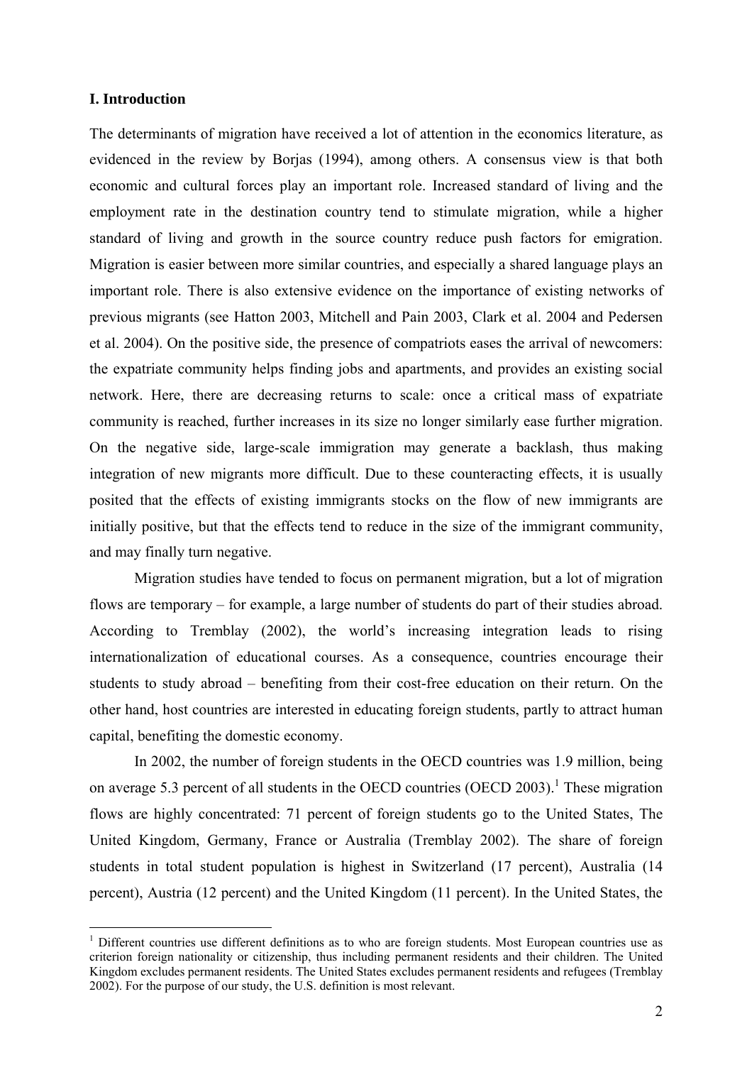## I. Introduction

The determinants of migration have received a lot of attention in the economics literature, as evidenced in the review by Borjas (1994), among others. A consensus view is that both economic and cultural forces play an important role. Increased standard of living and the employment rate in the destination country tend to stimulate migration, while a higher standard of living and growth in the source country reduce push factors for emigration. Migration is easier between more similar countries, and especially a shared language plays an important role. There is also extensive evidence on the importance of existing networks of previous migrants (see Hatton 2003, Mitchell and Pain 2003, Clark et al. 2004 and Pedersen et al. 2004). On the positive side, the presence of compatriots eases the arrival of newcomers: the expatriate community helps finding jobs and apartments, and provides an existing social network. Here, there are decreasing returns to scale: once a critical mass of expatriate community is reached, further increases in its size no longer similarly ease further migration. On the negative side, large-scale immigration may generate a backlash, thus making integration of new migrants more difficult. Due to these counteracting effects, it is usually posited that the effects of existing immigrants stocks on the flow of new immigrants are initially positive, but that the effects tend to reduce in the size of the immigrant community, and may finally turn negative.

Migration studies have tended to focus on permanent migration, but a lot of migration flows are temporary – for example, a large number of students do part of their studies abroad. According to Tremblay (2002), the world's increasing integration leads to rising internationalization of educational courses. As a consequence, countries encourage their students to study abroad – benefiting from their cost-free education on their return. On the other hand, host countries are interested in educating foreign students, partly to attract human capital, benefiting the domestic economy.

In 2002, the number of foreign students in the OECD countries was 1.9 million, being on average 5.3 percent of all students in the OECD countries (OECD 2003).[1] These migration flows are highly concentrated: 71 percent of foreign students go to the United States, The United Kingdom, Germany, France or Australia (Tremblay 2002). The share of foreign students in total student population is highest in Switzerland (17 percent), Australia (14 percent), Austria (12 percent) and the United Kingdom (11 percent). In the United States, the

[1] Different countries use different definitions as to who are foreign students. Most European countries use as criterion foreign nationality or citizenship, thus including permanent residents and their children. The United Kingdom excludes permanent residents. The United States excludes permanent residents and refugees (Tremblay 2002). For the purpose of our study, the U.S. definition is most relevant.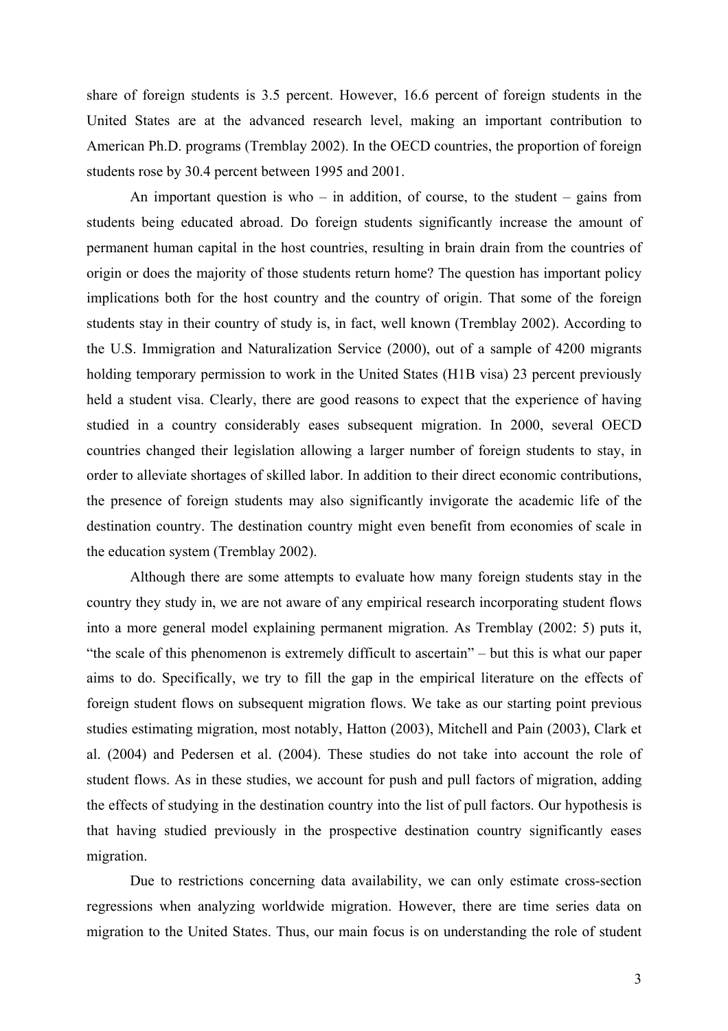share of foreign students is 3.5 percent. However, 16.6 percent of foreign students in the United States are at the advanced research level, making an important contribution to American Ph.D. programs (Tremblay 2002). In the OECD countries, the proportion of foreign students rose by 30.4 percent between 1995 and 2001.

An important question is who – in addition, of course, to the student – gains from students being educated abroad. Do foreign students significantly increase the amount of permanent human capital in the host countries, resulting in brain drain from the countries of origin or does the majority of those students return home? The question has important policy implications both for the host country and the country of origin. That some of the foreign students stay in their country of study is, in fact, well known (Tremblay 2002). According to the U.S. Immigration and Naturalization Service (2000), out of a sample of 4200 migrants holding temporary permission to work in the United States (H1B visa) 23 percent previously held a student visa. Clearly, there are good reasons to expect that the experience of having studied in a country considerably eases subsequent migration. In 2000, several OECD countries changed their legislation allowing a larger number of foreign students to stay, in order to alleviate shortages of skilled labor. In addition to their direct economic contributions, the presence of foreign students may also significantly invigorate the academic life of the destination country. The destination country might even benefit from economies of scale in the education system (Tremblay 2002).

Although there are some attempts to evaluate how many foreign students stay in the country they study in, we are not aware of any empirical research incorporating student flows into a more general model explaining permanent migration. As Tremblay (2002: 5) puts it, "the scale of this phenomenon is extremely difficult to ascertain" – but this is what our paper aims to do. Specifically, we try to fill the gap in the empirical literature on the effects of foreign student flows on subsequent migration flows. We take as our starting point previous studies estimating migration, most notably, Hatton (2003), Mitchell and Pain (2003), Clark et al. (2004) and Pedersen et al. (2004). These studies do not take into account the role of student flows. As in these studies, we account for push and pull factors of migration, adding the effects of studying in the destination country into the list of pull factors. Our hypothesis is that having studied previously in the prospective destination country significantly eases migration.

Due to restrictions concerning data availability, we can only estimate cross-section regressions when analyzing worldwide migration. However, there are time series data on migration to the United States. Thus, our main focus is on understanding the role of student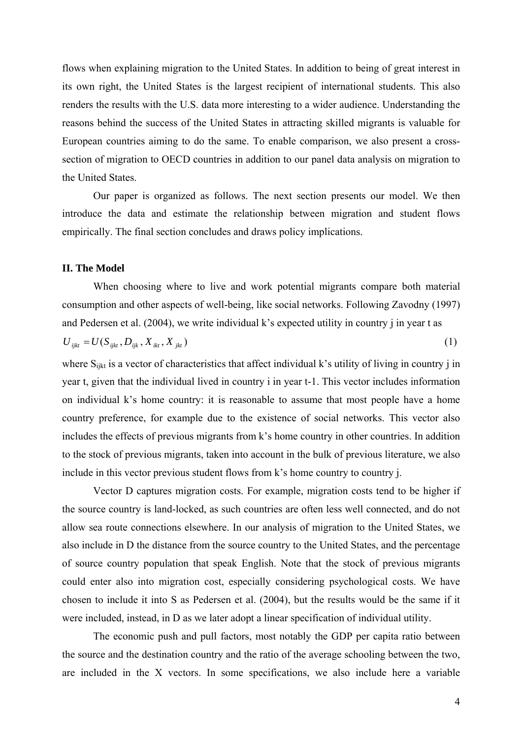flows when explaining migration to the United States. In addition to being of great interest in its own right, the United States is the largest recipient of international students. This also renders the results with the U.S. data more interesting to a wider audience. Understanding the reasons behind the success of the United States in attracting skilled migrants is valuable for European countries aiming to do the same. To enable comparison, we also present a cross-section of migration to OECD countries in addition to our panel data analysis on migration to the United States.

Our paper is organized as follows. The next section presents our model. We then introduce the data and estimate the relationship between migration and student flows empirically. The final section concludes and draws policy implications.

## II. The Model

When choosing where to live and work potential migrants compare both material consumption and other aspects of well-being, like social networks. Following Zavodny (1997) and Pedersen et al. (2004), we write individual k's expected utility in country j in year t as

$$U_{ijkt} = U(S_{ijkt}, D_{ijk}, X_{ikt}, X_{jkt}) \tag{1}$$

where $S_{ijkt}$ is a vector of characteristics that affect individual k's utility of living in country j in year t, given that the individual lived in country i in year t-1. This vector includes information on individual k's home country: it is reasonable to assume that most people have a home country preference, for example due to the existence of social networks. This vector also includes the effects of previous migrants from k's home country in other countries. In addition to the stock of previous migrants, taken into account in the bulk of previous literature, we also include in this vector previous student flows from k's home country to country j.

Vector D captures migration costs. For example, migration costs tend to be higher if the source country is land-locked, as such countries are often less well connected, and do not allow sea route connections elsewhere. In our analysis of migration to the United States, we also include in D the distance from the source country to the United States, and the percentage of source country population that speak English. Note that the stock of previous migrants could enter also into migration cost, especially considering psychological costs. We have chosen to include it into S as Pedersen et al. (2004), but the results would be the same if it were included, instead, in D as we later adopt a linear specification of individual utility.

The economic push and pull factors, most notably the GDP per capita ratio between the source and the destination country and the ratio of the average schooling between the two, are included in the X vectors. In some specifications, we also include here a variable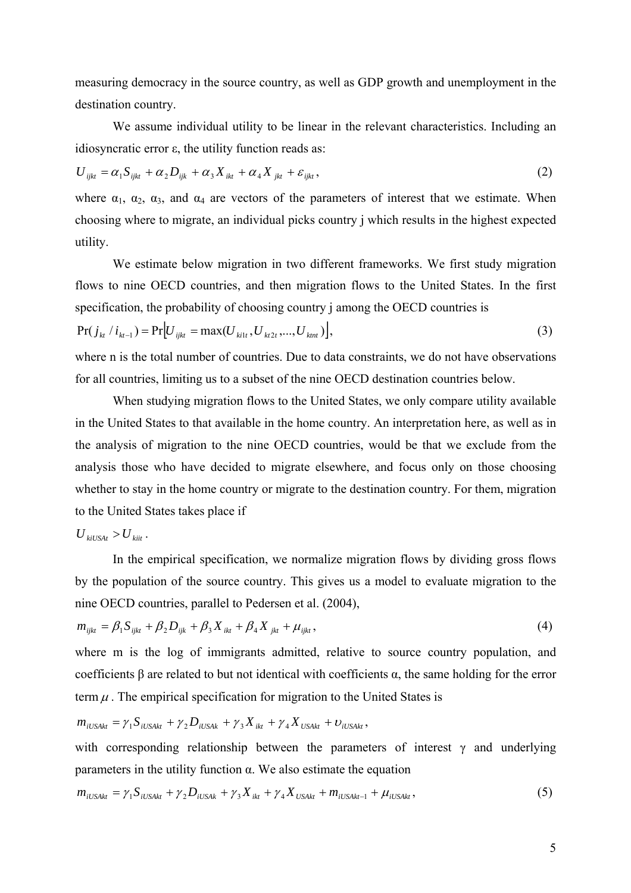measuring democracy in the source country, as well as GDP growth and unemployment in the destination country.

We assume individual utility to be linear in the relevant characteristics. Including an idiosyncratic error ε, the utility function reads as:

$$U_{ijkt} = \alpha_1 S_{ijkt} + \alpha_2 D_{ijk} + \alpha_3 X_{ikt} + \alpha_4 X_{jkt} + \varepsilon_{ijkt}, \tag{2}$$

where $\alpha_1$, $\alpha_2$, $\alpha_3$, and $\alpha_4$ are vectors of the parameters of interest that we estimate. When choosing where to migrate, an individual picks country j which results in the highest expected utility.

We estimate below migration in two different frameworks. We first study migration flows to nine OECD countries, and then migration flows to the United States. In the first specification, the probability of choosing country j among the OECD countries is

$$\Pr(j_{kt} / i_{kt-1}) = \Pr\left[U_{ijkt} = \max(U_{ki1t}, U_{kt2t}, ..., U_{ktnt})\right], \tag{3}$$

where n is the total number of countries. Due to data constraints, we do not have observations for all countries, limiting us to a subset of the nine OECD destination countries below.

When studying migration flows to the United States, we only compare utility available in the United States to that available in the home country. An interpretation here, as well as in the analysis of migration to the nine OECD countries, would be that we exclude from the analysis those who have decided to migrate elsewhere, and focus only on those choosing whether to stay in the home country or migrate to the destination country. For them, migration to the United States takes place if

$$U_{kiUSAt} > U_{kiit}.$$

In the empirical specification, we normalize migration flows by dividing gross flows by the population of the source country. This gives us a model to evaluate migration to the nine OECD countries, parallel to Pedersen et al. (2004),

$$m_{ijkt} = \beta_1 S_{ijkt} + \beta_2 D_{ijk} + \beta_3 X_{ikt} + \beta_4 X_{jkt} + \mu_{ijkt}, \tag{4}$$

where m is the log of immigrants admitted, relative to source country population, and coefficients β are related to but not identical with coefficients α, the same holding for the error term $\mu$. The empirical specification for migration to the United States is

$$m_{iUSAkt} = \gamma_1 S_{iUSAkt} + \gamma_2 D_{iUSAk} + \gamma_3 X_{ikt} + \gamma_4 X_{USAkt} + \upsilon_{iUSAkt},$$

with corresponding relationship between the parameters of interest γ and underlying parameters in the utility function α. We also estimate the equation

$$m_{iUSAkt} = \gamma_1 S_{iUSAkt} + \gamma_2 D_{iUSAk} + \gamma_3 X_{ikt} + \gamma_4 X_{USAkt} + m_{iUSAkt-1} + \mu_{iUSAkt}, \tag{5}$$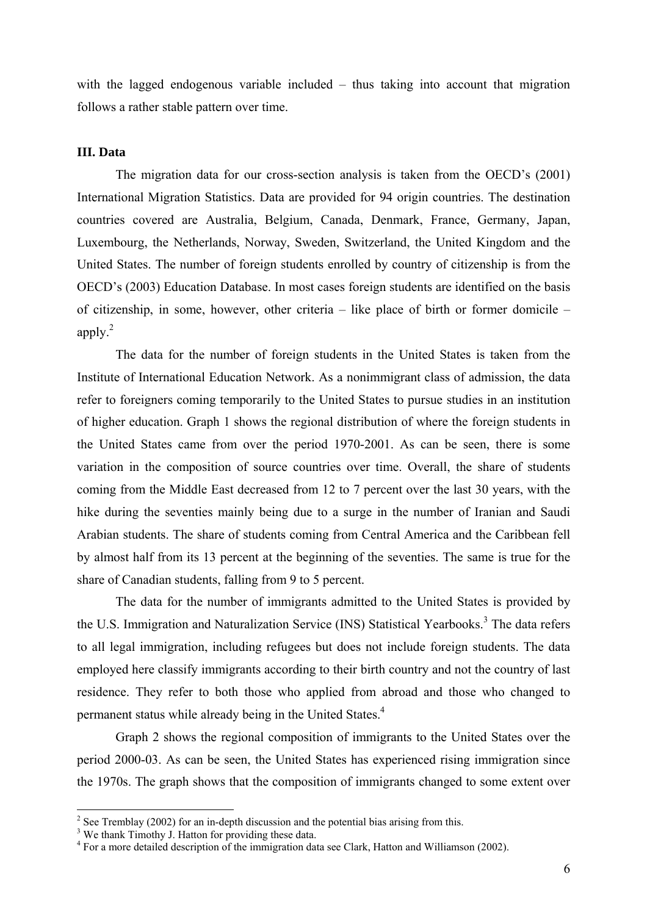with the lagged endogenous variable included – thus taking into account that migration follows a rather stable pattern over time.

### III. Data

The migration data for our cross-section analysis is taken from the OECD's (2001) International Migration Statistics. Data are provided for 94 origin countries. The destination countries covered are Australia, Belgium, Canada, Denmark, France, Germany, Japan, Luxembourg, the Netherlands, Norway, Sweden, Switzerland, the United Kingdom and the United States. The number of foreign students enrolled by country of citizenship is from the OECD's (2003) Education Database. In most cases foreign students are identified on the basis of citizenship, in some, however, other criteria – like place of birth or former domicile – apply.[2]

The data for the number of foreign students in the United States is taken from the Institute of International Education Network. As a nonimmigrant class of admission, the data refer to foreigners coming temporarily to the United States to pursue studies in an institution of higher education. Graph 1 shows the regional distribution of where the foreign students in the United States came from over the period 1970-2001. As can be seen, there is some variation in the composition of source countries over time. Overall, the share of students coming from the Middle East decreased from 12 to 7 percent over the last 30 years, with the hike during the seventies mainly being due to a surge in the number of Iranian and Saudi Arabian students. The share of students coming from Central America and the Caribbean fell by almost half from its 13 percent at the beginning of the seventies. The same is true for the share of Canadian students, falling from 9 to 5 percent.

The data for the number of immigrants admitted to the United States is provided by the U.S. Immigration and Naturalization Service (INS) Statistical Yearbooks.[3] The data refers to all legal immigration, including refugees but does not include foreign students. The data employed here classify immigrants according to their birth country and not the country of last residence. They refer to both those who applied from abroad and those who changed to permanent status while already being in the United States.[4]

Graph 2 shows the regional composition of immigrants to the United States over the period 2000-03. As can be seen, the United States has experienced rising immigration since the 1970s. The graph shows that the composition of immigrants changed to some extent over

---

[2] See Tremblay (2002) for an in-depth discussion and the potential bias arising from this.

[3] We thank Timothy J. Hatton for providing these data.

[4] For a more detailed description of the immigration data see Clark, Hatton and Williamson (2002).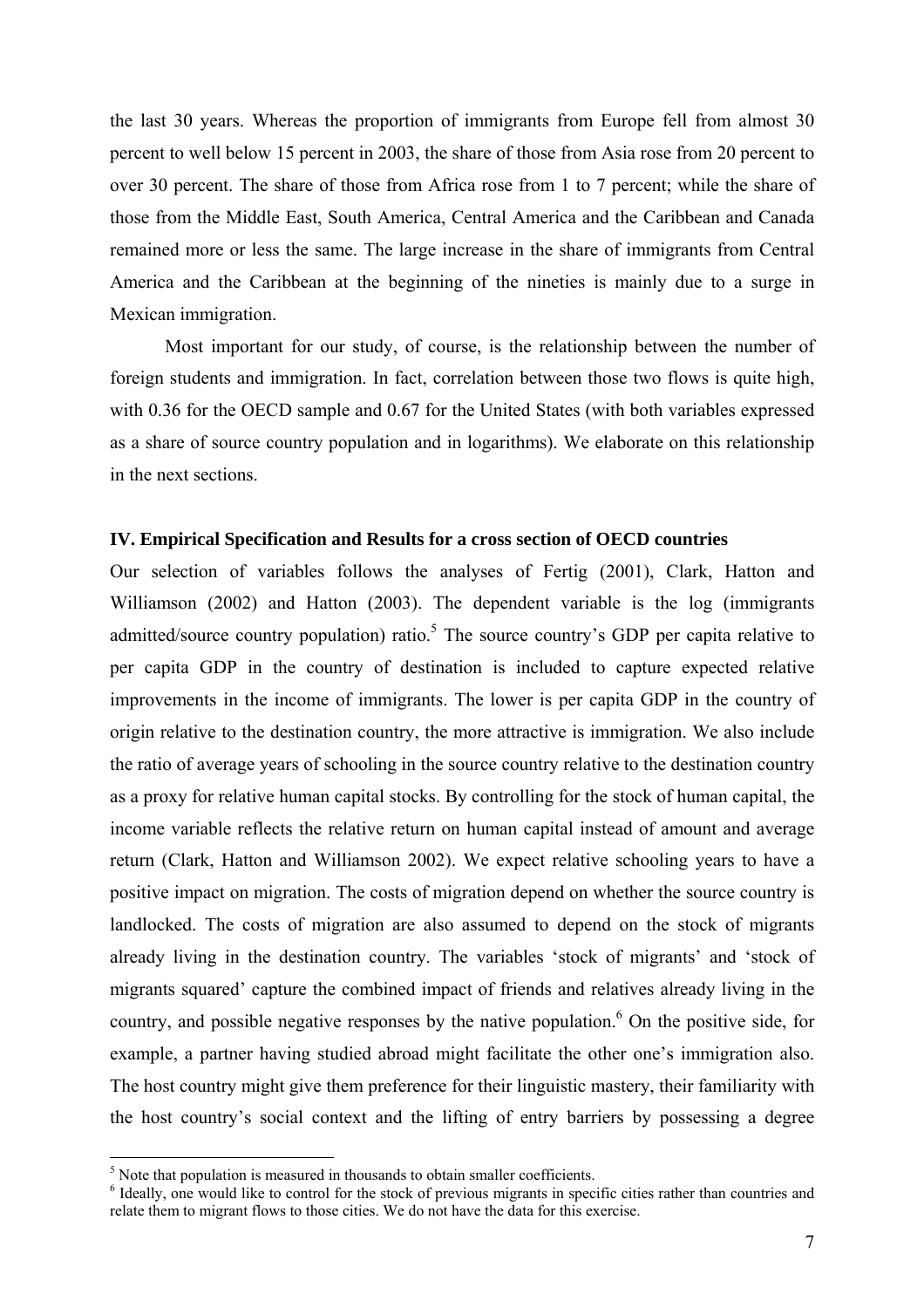the last 30 years. Whereas the proportion of immigrants from Europe fell from almost 30 percent to well below 15 percent in 2003, the share of those from Asia rose from 20 percent to over 30 percent. The share of those from Africa rose from 1 to 7 percent; while the share of those from the Middle East, South America, Central America and the Caribbean and Canada remained more or less the same. The large increase in the share of immigrants from Central America and the Caribbean at the beginning of the nineties is mainly due to a surge in Mexican immigration.

Most important for our study, of course, is the relationship between the number of foreign students and immigration. In fact, correlation between those two flows is quite high, with 0.36 for the OECD sample and 0.67 for the United States (with both variables expressed as a share of source country population and in logarithms). We elaborate on this relationship in the next sections.

## IV. Empirical Specification and Results for a cross section of OECD countries

Our selection of variables follows the analyses of Fertig (2001), Clark, Hatton and Williamson (2002) and Hatton (2003). The dependent variable is the log (immigrants admitted/source country population) ratio.[5] The source country's GDP per capita relative to per capita GDP in the country of destination is included to capture expected relative improvements in the income of immigrants. The lower is per capita GDP in the country of origin relative to the destination country, the more attractive is immigration. We also include the ratio of average years of schooling in the source country relative to the destination country as a proxy for relative human capital stocks. By controlling for the stock of human capital, the income variable reflects the relative return on human capital instead of amount and average return (Clark, Hatton and Williamson 2002). We expect relative schooling years to have a positive impact on migration. The costs of migration depend on whether the source country is landlocked. The costs of migration are also assumed to depend on the stock of migrants already living in the destination country. The variables 'stock of migrants' and 'stock of migrants squared' capture the combined impact of friends and relatives already living in the country, and possible negative responses by the native population.[6] On the positive side, for example, a partner having studied abroad might facilitate the other one's immigration also. The host country might give them preference for their linguistic mastery, their familiarity with the host country's social context and the lifting of entry barriers by possessing a degree

---

[5] Note that population is measured in thousands to obtain smaller coefficients.

[6] Ideally, one would like to control for the stock of previous migrants in specific cities rather than countries and relate them to migrant flows to those cities. We do not have the data for this exercise.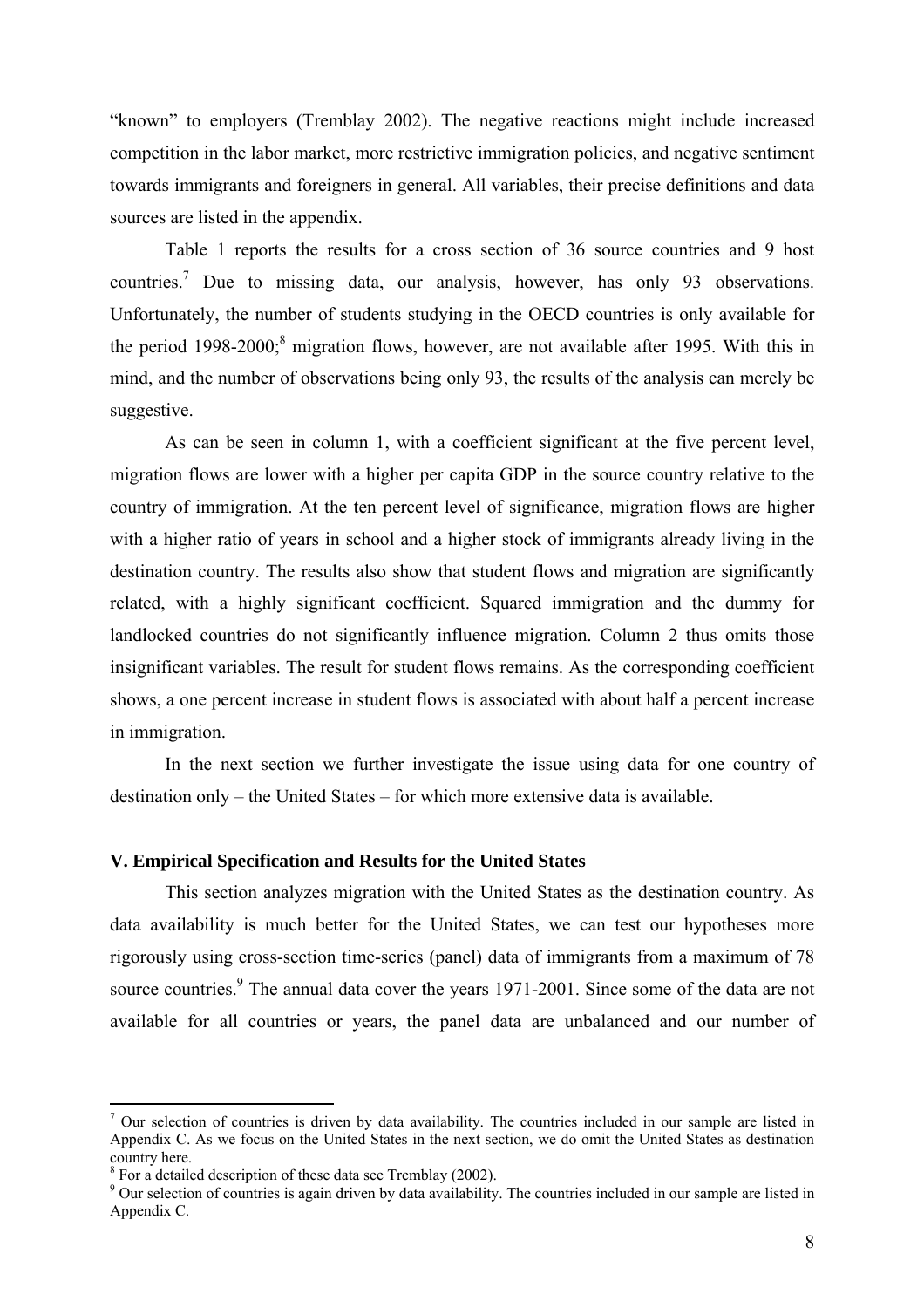"known" to employers (Tremblay 2002). The negative reactions might include increased competition in the labor market, more restrictive immigration policies, and negative sentiment towards immigrants and foreigners in general. All variables, their precise definitions and data sources are listed in the appendix.

Table 1 reports the results for a cross section of 36 source countries and 9 host countries.[7] Due to missing data, our analysis, however, has only 93 observations. Unfortunately, the number of students studying in the OECD countries is only available for the period 1998-2000;[8] migration flows, however, are not available after 1995. With this in mind, and the number of observations being only 93, the results of the analysis can merely be suggestive.

As can be seen in column 1, with a coefficient significant at the five percent level, migration flows are lower with a higher per capita GDP in the source country relative to the country of immigration. At the ten percent level of significance, migration flows are higher with a higher ratio of years in school and a higher stock of immigrants already living in the destination country. The results also show that student flows and migration are significantly related, with a highly significant coefficient. Squared immigration and the dummy for landlocked countries do not significantly influence migration. Column 2 thus omits those insignificant variables. The result for student flows remains. As the corresponding coefficient shows, a one percent increase in student flows is associated with about half a percent increase in immigration.

In the next section we further investigate the issue using data for one country of destination only – the United States – for which more extensive data is available.

## V. Empirical Specification and Results for the United States

This section analyzes migration with the United States as the destination country. As data availability is much better for the United States, we can test our hypotheses more rigorously using cross-section time-series (panel) data of immigrants from a maximum of 78 source countries.[9] The annual data cover the years 1971-2001. Since some of the data are not available for all countries or years, the panel data are unbalanced and our number of

---

[7] Our selection of countries is driven by data availability. The countries included in our sample are listed in Appendix C. As we focus on the United States in the next section, we do omit the United States as destination country here.

[8] For a detailed description of these data see Tremblay (2002).

[9] Our selection of countries is again driven by data availability. The countries included in our sample are listed in Appendix C.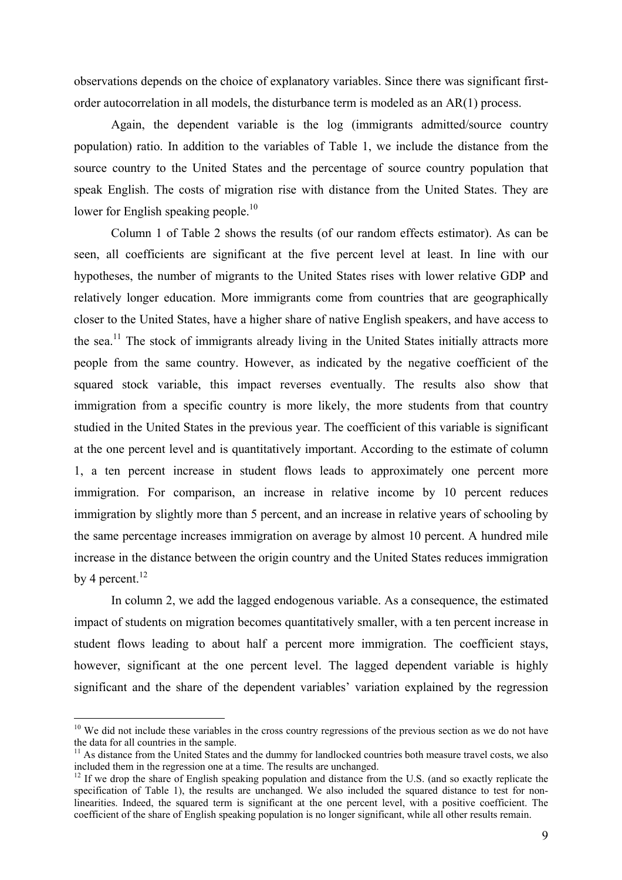observations depends on the choice of explanatory variables. Since there was significant first-order autocorrelation in all models, the disturbance term is modeled as an AR(1) process.

Again, the dependent variable is the log (immigrants admitted/source country population) ratio. In addition to the variables of Table 1, we include the distance from the source country to the United States and the percentage of source country population that speak English. The costs of migration rise with distance from the United States. They are lower for English speaking people.[10]

Column 1 of Table 2 shows the results (of our random effects estimator). As can be seen, all coefficients are significant at the five percent level at least. In line with our hypotheses, the number of migrants to the United States rises with lower relative GDP and relatively longer education. More immigrants come from countries that are geographically closer to the United States, have a higher share of native English speakers, and have access to the sea.[11] The stock of immigrants already living in the United States initially attracts more people from the same country. However, as indicated by the negative coefficient of the squared stock variable, this impact reverses eventually. The results also show that immigration from a specific country is more likely, the more students from that country studied in the United States in the previous year. The coefficient of this variable is significant at the one percent level and is quantitatively important. According to the estimate of column 1, a ten percent increase in student flows leads to approximately one percent more immigration. For comparison, an increase in relative income by 10 percent reduces immigration by slightly more than 5 percent, and an increase in relative years of schooling by the same percentage increases immigration on average by almost 10 percent. A hundred mile increase in the distance between the origin country and the United States reduces immigration by 4 percent.[12]

In column 2, we add the lagged endogenous variable. As a consequence, the estimated impact of students on migration becomes quantitatively smaller, with a ten percent increase in student flows leading to about half a percent more immigration. The coefficient stays, however, significant at the one percent level. The lagged dependent variable is highly significant and the share of the dependent variables' variation explained by the regression

---

[10] We did not include these variables in the cross country regressions of the previous section as we do not have the data for all countries in the sample.

[11] As distance from the United States and the dummy for landlocked countries both measure travel costs, we also included them in the regression one at a time. The results are unchanged.

[12] If we drop the share of English speaking population and distance from the U.S. (and so exactly replicate the specification of Table 1), the results are unchanged. We also included the squared distance to test for non-linearities. Indeed, the squared term is significant at the one percent level, with a positive coefficient. The coefficient of the share of English speaking population is no longer significant, while all other results remain.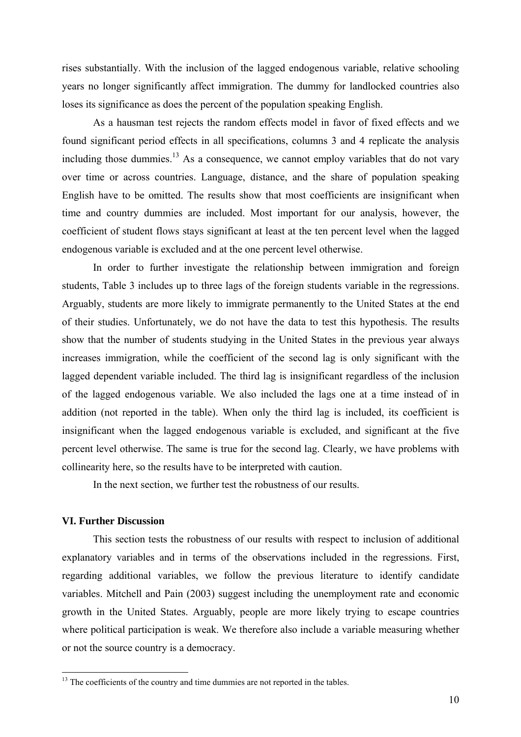rises substantially. With the inclusion of the lagged endogenous variable, relative schooling years no longer significantly affect immigration. The dummy for landlocked countries also loses its significance as does the percent of the population speaking English.

As a hausman test rejects the random effects model in favor of fixed effects and we found significant period effects in all specifications, columns 3 and 4 replicate the analysis including those dummies.[13] As a consequence, we cannot employ variables that do not vary over time or across countries. Language, distance, and the share of population speaking English have to be omitted. The results show that most coefficients are insignificant when time and country dummies are included. Most important for our analysis, however, the coefficient of student flows stays significant at least at the ten percent level when the lagged endogenous variable is excluded and at the one percent level otherwise.

In order to further investigate the relationship between immigration and foreign students, Table 3 includes up to three lags of the foreign students variable in the regressions. Arguably, students are more likely to immigrate permanently to the United States at the end of their studies. Unfortunately, we do not have the data to test this hypothesis. The results show that the number of students studying in the United States in the previous year always increases immigration, while the coefficient of the second lag is only significant with the lagged dependent variable included. The third lag is insignificant regardless of the inclusion of the lagged endogenous variable. We also included the lags one at a time instead of in addition (not reported in the table). When only the third lag is included, its coefficient is insignificant when the lagged endogenous variable is excluded, and significant at the five percent level otherwise. The same is true for the second lag. Clearly, we have problems with collinearity here, so the results have to be interpreted with caution.

In the next section, we further test the robustness of our results.

## VI. Further Discussion

This section tests the robustness of our results with respect to inclusion of additional explanatory variables and in terms of the observations included in the regressions. First, regarding additional variables, we follow the previous literature to identify candidate variables. Mitchell and Pain (2003) suggest including the unemployment rate and economic growth in the United States. Arguably, people are more likely trying to escape countries where political participation is weak. We therefore also include a variable measuring whether or not the source country is a democracy.

[13] The coefficients of the country and time dummies are not reported in the tables.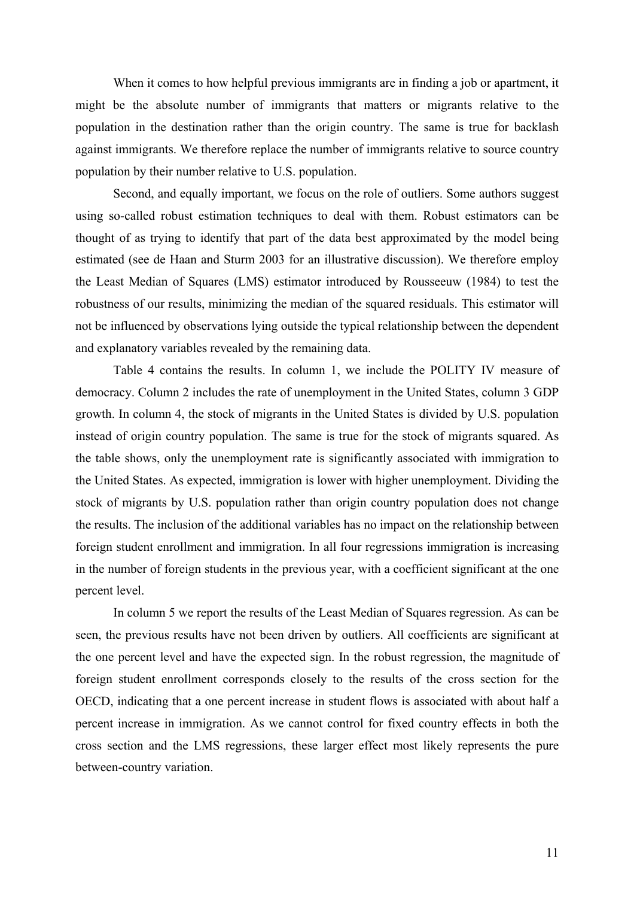When it comes to how helpful previous immigrants are in finding a job or apartment, it might be the absolute number of immigrants that matters or migrants relative to the population in the destination rather than the origin country. The same is true for backlash against immigrants. We therefore replace the number of immigrants relative to source country population by their number relative to U.S. population.

Second, and equally important, we focus on the role of outliers. Some authors suggest using so-called robust estimation techniques to deal with them. Robust estimators can be thought of as trying to identify that part of the data best approximated by the model being estimated (see de Haan and Sturm 2003 for an illustrative discussion). We therefore employ the Least Median of Squares (LMS) estimator introduced by Rousseeuw (1984) to test the robustness of our results, minimizing the median of the squared residuals. This estimator will not be influenced by observations lying outside the typical relationship between the dependent and explanatory variables revealed by the remaining data.

Table 4 contains the results. In column 1, we include the POLITY IV measure of democracy. Column 2 includes the rate of unemployment in the United States, column 3 GDP growth. In column 4, the stock of migrants in the United States is divided by U.S. population instead of origin country population. The same is true for the stock of migrants squared. As the table shows, only the unemployment rate is significantly associated with immigration to the United States. As expected, immigration is lower with higher unemployment. Dividing the stock of migrants by U.S. population rather than origin country population does not change the results. The inclusion of the additional variables has no impact on the relationship between foreign student enrollment and immigration. In all four regressions immigration is increasing in the number of foreign students in the previous year, with a coefficient significant at the one percent level.

In column 5 we report the results of the Least Median of Squares regression. As can be seen, the previous results have not been driven by outliers. All coefficients are significant at the one percent level and have the expected sign. In the robust regression, the magnitude of foreign student enrollment corresponds closely to the results of the cross section for the OECD, indicating that a one percent increase in student flows is associated with about half a percent increase in immigration. As we cannot control for fixed country effects in both the cross section and the LMS regressions, these larger effect most likely represents the pure between-country variation.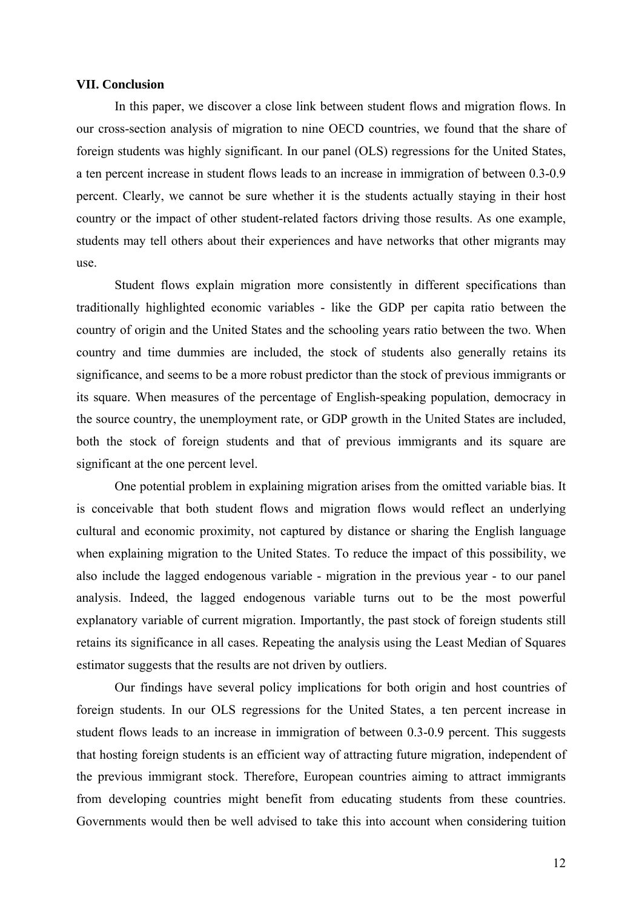## VII. Conclusion

In this paper, we discover a close link between student flows and migration flows. In our cross-section analysis of migration to nine OECD countries, we found that the share of foreign students was highly significant. In our panel (OLS) regressions for the United States, a ten percent increase in student flows leads to an increase in immigration of between 0.3-0.9 percent. Clearly, we cannot be sure whether it is the students actually staying in their host country or the impact of other student-related factors driving those results. As one example, students may tell others about their experiences and have networks that other migrants may use.

Student flows explain migration more consistently in different specifications than traditionally highlighted economic variables - like the GDP per capita ratio between the country of origin and the United States and the schooling years ratio between the two. When country and time dummies are included, the stock of students also generally retains its significance, and seems to be a more robust predictor than the stock of previous immigrants or its square. When measures of the percentage of English-speaking population, democracy in the source country, the unemployment rate, or GDP growth in the United States are included, both the stock of foreign students and that of previous immigrants and its square are significant at the one percent level.

One potential problem in explaining migration arises from the omitted variable bias. It is conceivable that both student flows and migration flows would reflect an underlying cultural and economic proximity, not captured by distance or sharing the English language when explaining migration to the United States. To reduce the impact of this possibility, we also include the lagged endogenous variable - migration in the previous year - to our panel analysis. Indeed, the lagged endogenous variable turns out to be the most powerful explanatory variable of current migration. Importantly, the past stock of foreign students still retains its significance in all cases. Repeating the analysis using the Least Median of Squares estimator suggests that the results are not driven by outliers.

Our findings have several policy implications for both origin and host countries of foreign students. In our OLS regressions for the United States, a ten percent increase in student flows leads to an increase in immigration of between 0.3-0.9 percent. This suggests that hosting foreign students is an efficient way of attracting future migration, independent of the previous immigrant stock. Therefore, European countries aiming to attract immigrants from developing countries might benefit from educating students from these countries. Governments would then be well advised to take this into account when considering tuition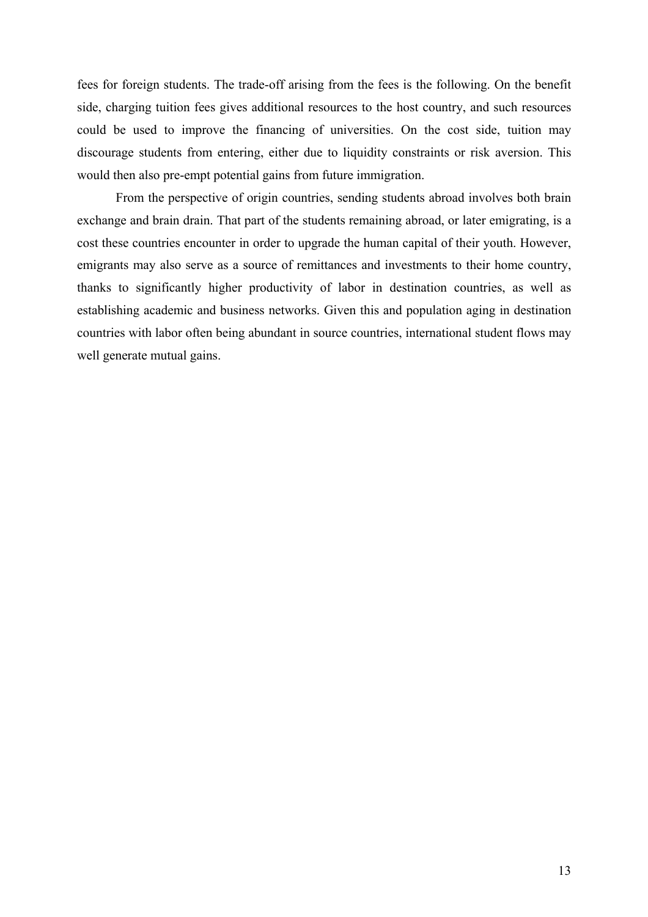fees for foreign students. The trade-off arising from the fees is the following. On the benefit side, charging tuition fees gives additional resources to the host country, and such resources could be used to improve the financing of universities. On the cost side, tuition may discourage students from entering, either due to liquidity constraints or risk aversion. This would then also pre-empt potential gains from future immigration.

From the perspective of origin countries, sending students abroad involves both brain exchange and brain drain. That part of the students remaining abroad, or later emigrating, is a cost these countries encounter in order to upgrade the human capital of their youth. However, emigrants may also serve as a source of remittances and investments to their home country, thanks to significantly higher productivity of labor in destination countries, as well as establishing academic and business networks. Given this and population aging in destination countries with labor often being abundant in source countries, international student flows may well generate mutual gains.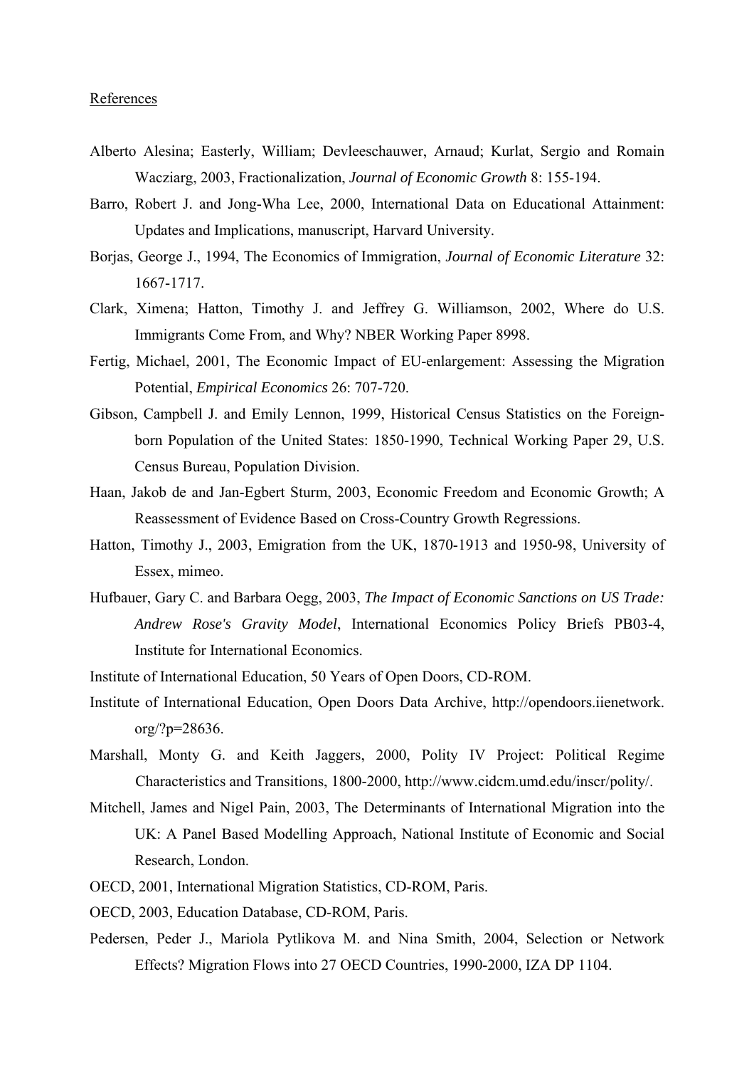References

Alberto Alesina; Easterly, William; Devleeschauwer, Arnaud; Kurlat, Sergio and Romain Wacziarg, 2003, Fractionalization, *Journal of Economic Growth* 8: 155-194.

Barro, Robert J. and Jong-Wha Lee, 2000, International Data on Educational Attainment: Updates and Implications, manuscript, Harvard University.

Borjas, George J., 1994, The Economics of Immigration, *Journal of Economic Literature* 32: 1667-1717.

Clark, Ximena; Hatton, Timothy J. and Jeffrey G. Williamson, 2002, Where do U.S. Immigrants Come From, and Why? NBER Working Paper 8998.

Fertig, Michael, 2001, The Economic Impact of EU-enlargement: Assessing the Migration Potential, *Empirical Economics* 26: 707-720.

Gibson, Campbell J. and Emily Lennon, 1999, Historical Census Statistics on the Foreign-born Population of the United States: 1850-1990, Technical Working Paper 29, U.S. Census Bureau, Population Division.

Haan, Jakob de and Jan-Egbert Sturm, 2003, Economic Freedom and Economic Growth; A Reassessment of Evidence Based on Cross-Country Growth Regressions.

Hatton, Timothy J., 2003, Emigration from the UK, 1870-1913 and 1950-98, University of Essex, mimeo.

Hufbauer, Gary C. and Barbara Oegg, 2003, *The Impact of Economic Sanctions on US Trade: Andrew Rose's Gravity Model*, International Economics Policy Briefs PB03-4, Institute for International Economics.

Institute of International Education, 50 Years of Open Doors, CD-ROM.

Institute of International Education, Open Doors Data Archive, http://opendoors.iienetwork.org/?p=28636.

Marshall, Monty G. and Keith Jaggers, 2000, Polity IV Project: Political Regime Characteristics and Transitions, 1800-2000, http://www.cidcm.umd.edu/inscr/polity/.

Mitchell, James and Nigel Pain, 2003, The Determinants of International Migration into the UK: A Panel Based Modelling Approach, National Institute of Economic and Social Research, London.

OECD, 2001, International Migration Statistics, CD-ROM, Paris.

OECD, 2003, Education Database, CD-ROM, Paris.

Pedersen, Peder J., Mariola Pytlikova M. and Nina Smith, 2004, Selection or Network Effects? Migration Flows into 27 OECD Countries, 1990-2000, IZA DP 1104.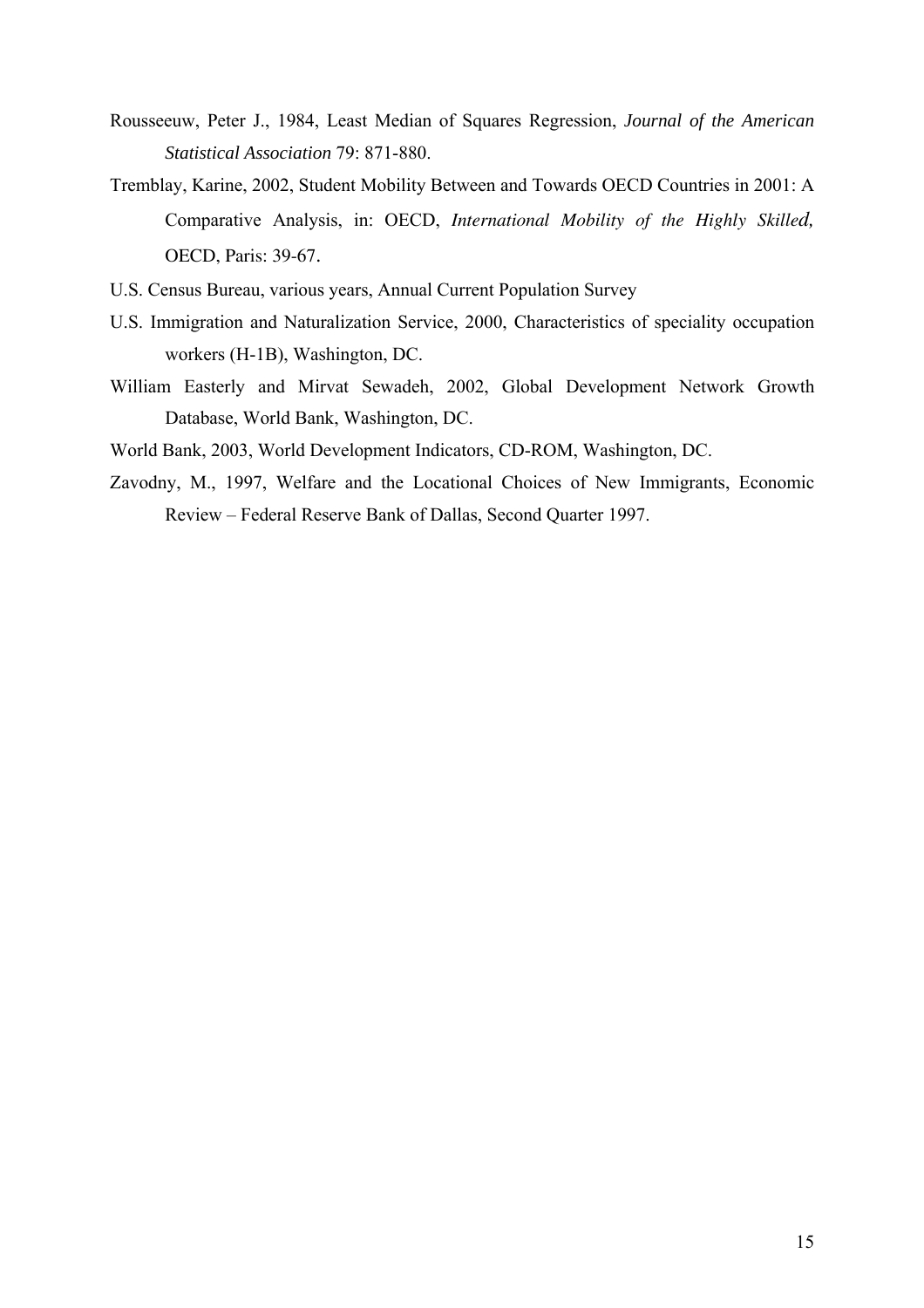Rousseeuw, Peter J., 1984, Least Median of Squares Regression, *Journal of the American Statistical Association* 79: 871-880.

Tremblay, Karine, 2002, Student Mobility Between and Towards OECD Countries in 2001: A Comparative Analysis, in: OECD, *International Mobility of the Highly Skilled,* OECD, Paris: 39-67.

U.S. Census Bureau, various years, Annual Current Population Survey

U.S. Immigration and Naturalization Service, 2000, Characteristics of speciality occupation workers (H-1B), Washington, DC.

William Easterly and Mirvat Sewadeh, 2002, Global Development Network Growth Database, World Bank, Washington, DC.

World Bank, 2003, World Development Indicators, CD-ROM, Washington, DC.

Zavodny, M., 1997, Welfare and the Locational Choices of New Immigrants, Economic Review – Federal Reserve Bank of Dallas, Second Quarter 1997.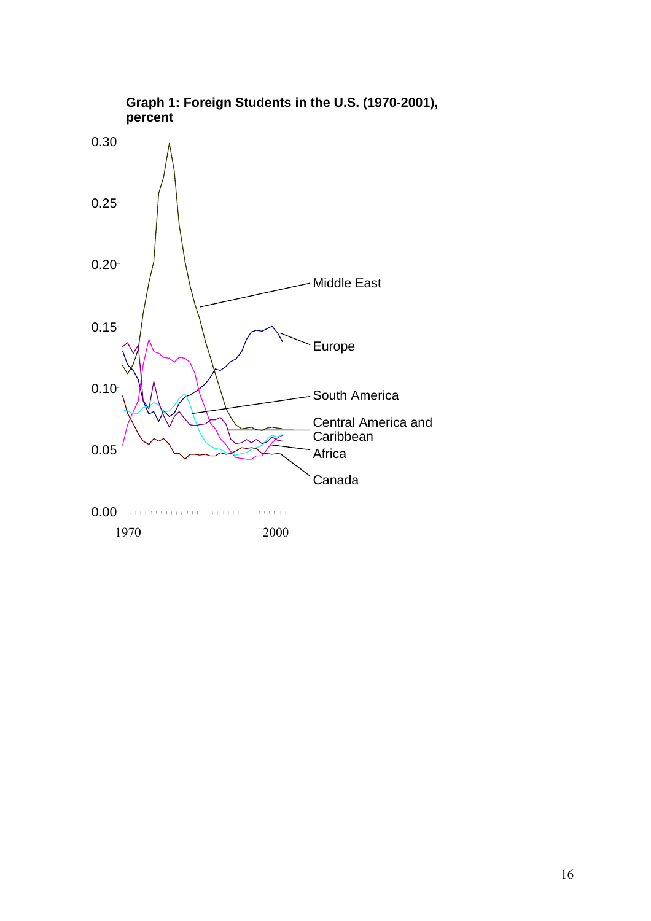**Graph 1: Foreign Students in the U.S. (1970-2001), percent**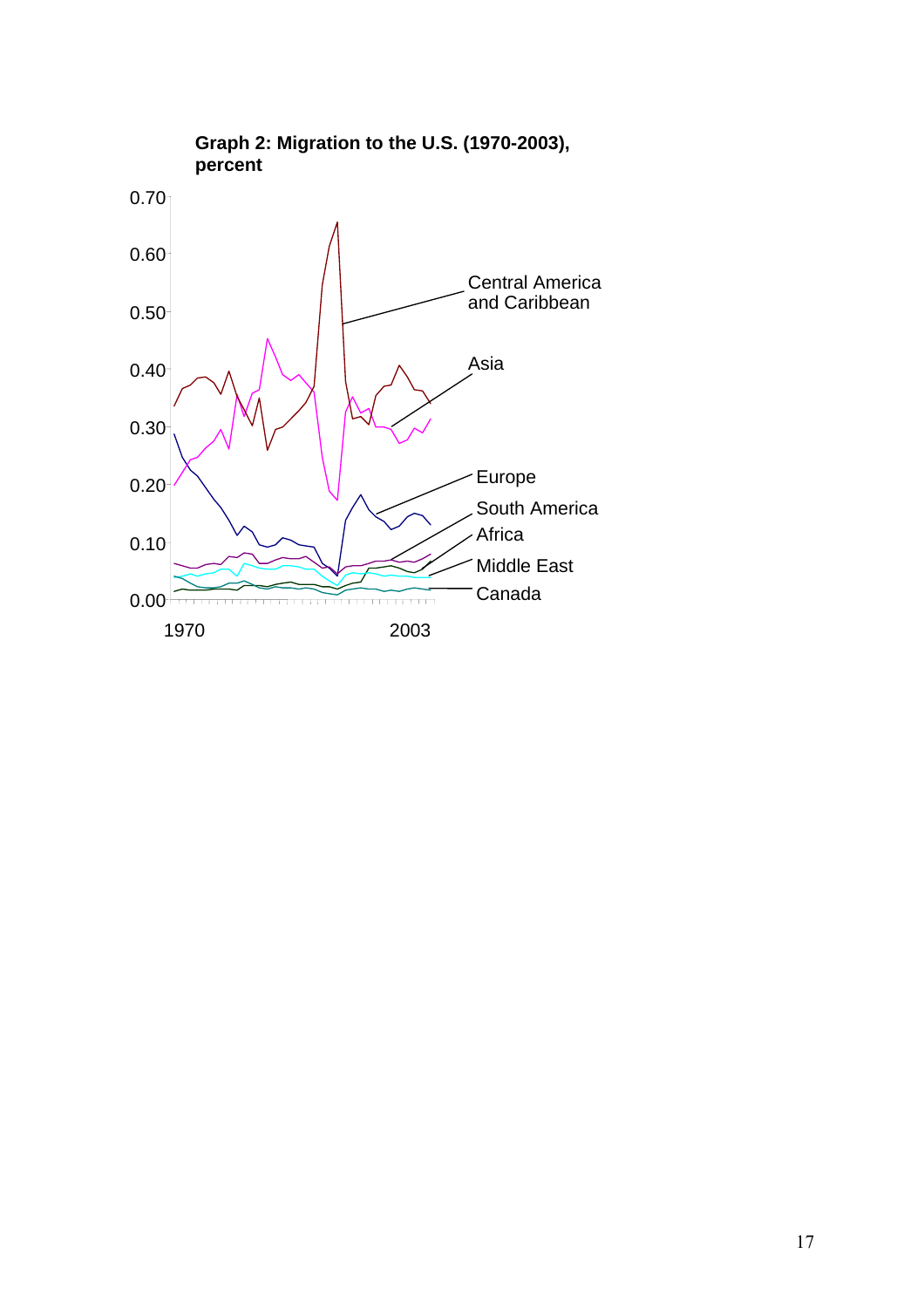**Graph 2: Migration to the U.S. (1970-2003), percent**

0.70
0.60
0.50
0.40
0.30
0.20
0.10
0.00

1970 2003

Central America and Caribbean
Asia
Europe
South America
Africa
Middle East
Canada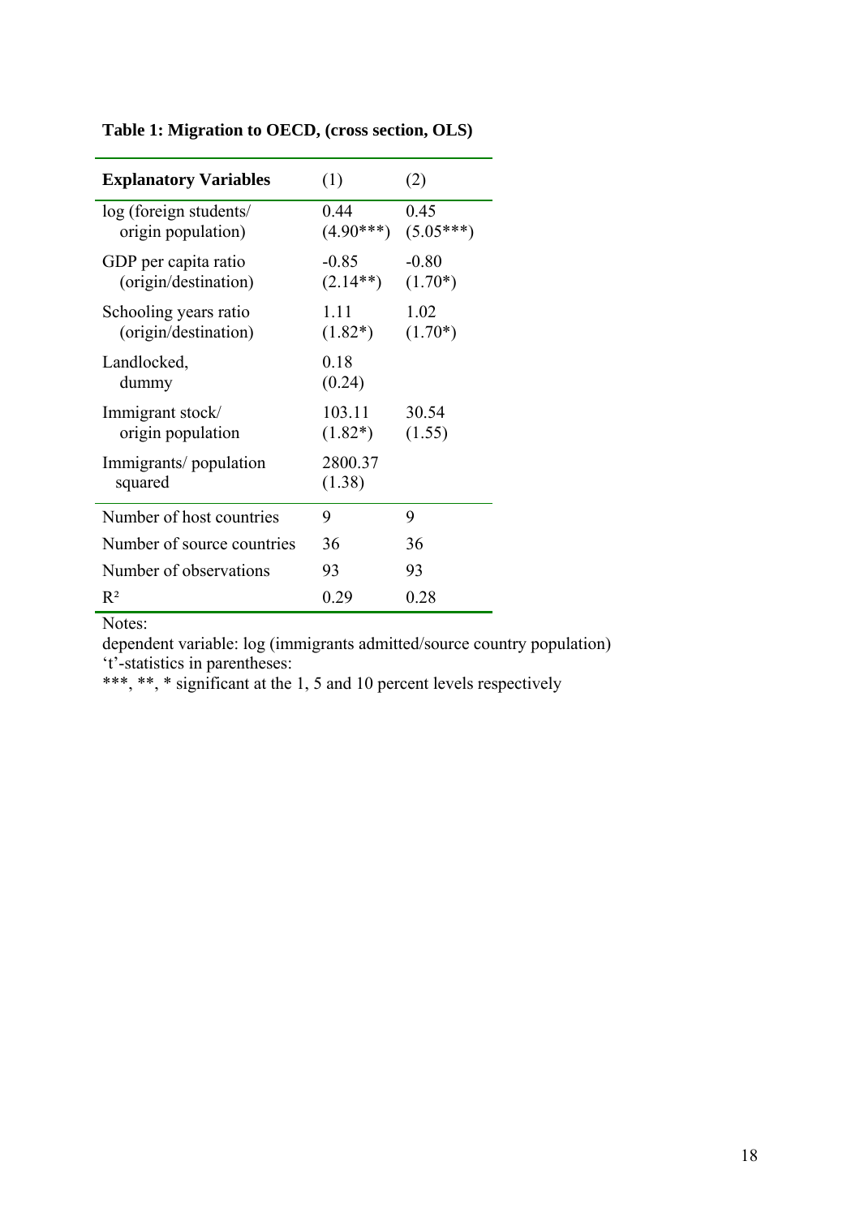**Table 1: Migration to OECD, (cross section, OLS)**

| **Explanatory Variables** | (1) | (2) |
|---|---|---|
| log (foreign students/ origin population) | 0.44 (4.90***) | 0.45 (5.05***) |
| GDP per capita ratio (origin/destination) | -0.85 (2.14**) | -0.80 (1.70*) |
| Schooling years ratio (origin/destination) | 1.11 (1.82*) | 1.02 (1.70*) |
| Landlocked, dummy | 0.18 (0.24) | |
| Immigrant stock/ origin population | 103.11 (1.82*) | 30.54 (1.55) |
| Immigrants/ population squared | 2800.37 (1.38) | |
| Number of host countries | 9 | 9 |
| Number of source countries | 36 | 36 |
| Number of observations | 93 | 93 |
| $R^2$ | 0.29 | 0.28 |

Notes:
dependent variable: log (immigrants admitted/source country population)
't'-statistics in parentheses:
***, **, * significant at the 1, 5 and 10 percent levels respectively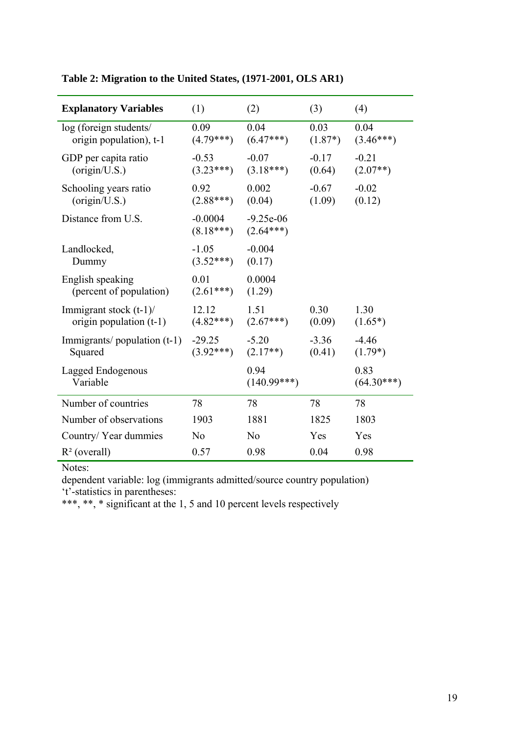**Table 2: Migration to the United States, (1971-2001, OLS AR1)**

| Explanatory Variables | (1) | (2) | (3) | (4) |
|---|---|---|---|---|
| log (foreign students/ origin population), t-1 | 0.09 (4.79***) | 0.04 (6.47***) | 0.03 (1.87*) | 0.04 (3.46***) |
| GDP per capita ratio (origin/U.S.) | -0.53 (3.23***) | -0.07 (3.18***) | -0.17 (0.64) | -0.21 (2.07**) |
| Schooling years ratio (origin/U.S.) | 0.92 (2.88***) | 0.002 (0.04) | -0.67 (1.09) | -0.02 (0.12) |
| Distance from U.S. | -0.0004 (8.18***) | -9.25e-06 (2.64***) | | |
| Landlocked, Dummy | -1.05 (3.52***) | -0.004 (0.17) | | |
| English speaking (percent of population) | 0.01 (2.61***) | 0.0004 (1.29) | | |
| Immigrant stock (t-1)/ origin population (t-1) | 12.12 (4.82***) | 1.51 (2.67***) | 0.30 (0.09) | 1.30 (1.65*) |
| Immigrants/ population (t-1) Squared | -29.25 (3.92***) | -5.20 (2.17**) | -3.36 (0.41) | -4.46 (1.79*) |
| Lagged Endogenous Variable | | 0.94 (140.99***) | | 0.83 (64.30***) |
| Number of countries | 78 | 78 | 78 | 78 |
| Number of observations | 1903 | 1881 | 1825 | 1803 |
| Country/ Year dummies | No | No | Yes | Yes |
| $R^2$ (overall) | 0.57 | 0.98 | 0.04 | 0.98 |

Notes:
dependent variable: log (immigrants admitted/source country population)
't'-statistics in parentheses:
***, **, * significant at the 1, 5 and 10 percent levels respectively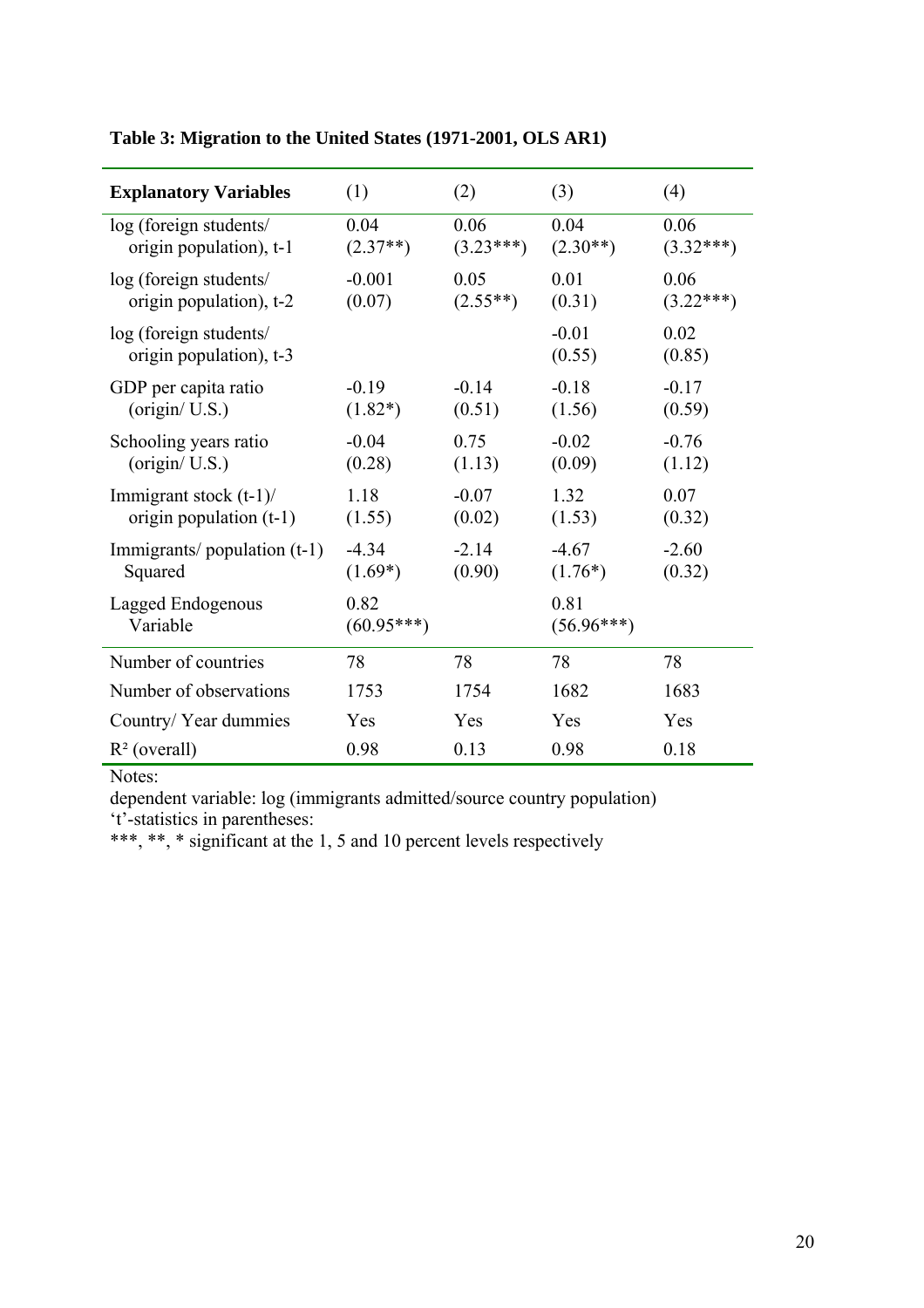**Table 3: Migration to the United States (1971-2001, OLS AR1)**

| Explanatory Variables | (1) | (2) | (3) | (4) |
|---|---|---|---|---|
| log (foreign students/ origin population), t-1 | 0.04 (2.37**) | 0.06 (3.23***) | 0.04 (2.30**) | 0.06 (3.32***) |
| log (foreign students/ origin population), t-2 | -0.001 (0.07) | 0.05 (2.55**) | 0.01 (0.31) | 0.06 (3.22***) |
| log (foreign students/ origin population), t-3 | | | -0.01 (0.55) | 0.02 (0.85) |
| GDP per capita ratio (origin/ U.S.) | -0.19 (1.82*) | -0.14 (0.51) | -0.18 (1.56) | -0.17 (0.59) |
| Schooling years ratio (origin/ U.S.) | -0.04 (0.28) | 0.75 (1.13) | -0.02 (0.09) | -0.76 (1.12) |
| Immigrant stock (t-1)/ origin population (t-1) | 1.18 (1.55) | -0.07 (0.02) | 1.32 (1.53) | 0.07 (0.32) |
| Immigrants/ population (t-1) Squared | -4.34 (1.69*) | -2.14 (0.90) | -4.67 (1.76*) | -2.60 (0.32) |
| Lagged Endogenous Variable | 0.82 (60.95***) | | 0.81 (56.96***) | |
| Number of countries | 78 | 78 | 78 | 78 |
| Number of observations | 1753 | 1754 | 1682 | 1683 |
| Country/ Year dummies | Yes | Yes | Yes | Yes |
| $R^2$ (overall) | 0.98 | 0.13 | 0.98 | 0.18 |

Notes:
dependent variable: log (immigrants admitted/source country population)
't'-statistics in parentheses:
***, **, * significant at the 1, 5 and 10 percent levels respectively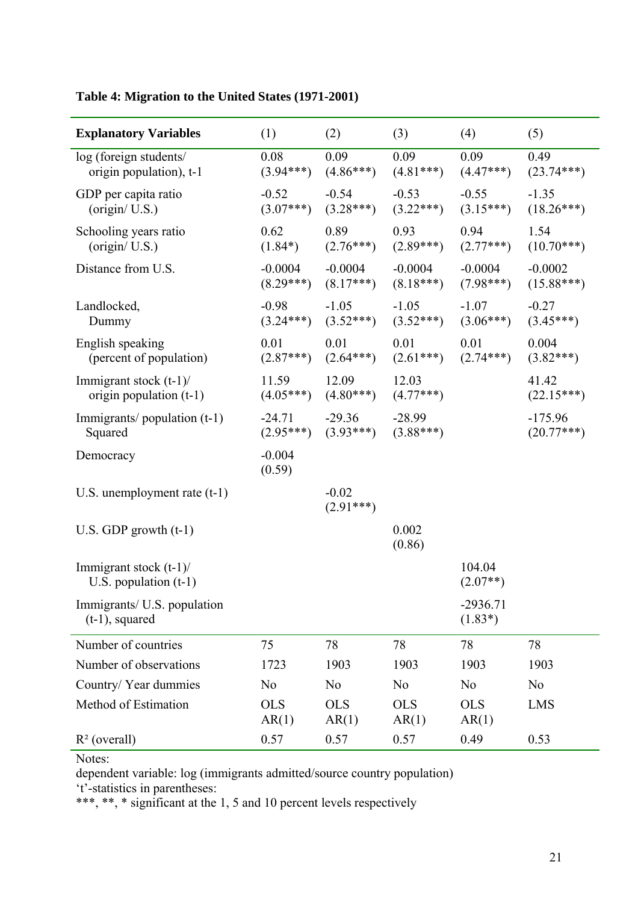**Table 4: Migration to the United States (1971-2001)**

| **Explanatory Variables** | (1) | (2) | (3) | (4) | (5) |
|---|---|---|---|---|---|
| log (foreign students/ origin population), t-1 | 0.08 (3.94***) | 0.09 (4.86***) | 0.09 (4.81***) | 0.09 (4.47***) | 0.49 (23.74***) |
| GDP per capita ratio (origin/ U.S.) | -0.52 (3.07***) | -0.54 (3.28***) | -0.53 (3.22***) | -0.55 (3.15***) | -1.35 (18.26***) |
| Schooling years ratio (origin/ U.S.) | 0.62 (1.84*) | 0.89 (2.76***) | 0.93 (2.89***) | 0.94 (2.77***) | 1.54 (10.70***) |
| Distance from U.S. | -0.0004 (8.29***) | -0.0004 (8.17***) | -0.0004 (8.18***) | -0.0004 (7.98***) | -0.0002 (15.88***) |
| Landlocked, Dummy | -0.98 (3.24***) | -1.05 (3.52***) | -1.05 (3.52***) | -1.07 (3.06***) | -0.27 (3.45***) |
| English speaking (percent of population) | 0.01 (2.87***) | 0.01 (2.64***) | 0.01 (2.61***) | 0.01 (2.74***) | 0.004 (3.82***) |
| Immigrant stock (t-1)/ origin population (t-1) | 11.59 (4.05***) | 12.09 (4.80***) | 12.03 (4.77***) | | 41.42 (22.15***) |
| Immigrants/ population (t-1) Squared | -24.71 (2.95***) | -29.36 (3.93***) | -28.99 (3.88***) | | -175.96 (20.77***) |
| Democracy | -0.004 (0.59) | | | | |
| U.S. unemployment rate (t-1) | | -0.02 (2.91***) | | | |
| U.S. GDP growth (t-1) | | | 0.002 (0.86) | | |
| Immigrant stock (t-1)/ U.S. population (t-1) | | | | 104.04 (2.07**) | |
| Immigrants/ U.S. population (t-1), squared | | | | -2936.71 (1.83*) | |
| Number of countries | 75 | 78 | 78 | 78 | 78 |
| Number of observations | 1723 | 1903 | 1903 | 1903 | 1903 |
| Country/ Year dummies | No | No | No | No | No |
| Method of Estimation | OLS AR(1) | OLS AR(1) | OLS AR(1) | OLS AR(1) | LMS |
| $R^2$ (overall) | 0.57 | 0.57 | 0.57 | 0.49 | 0.53 |

Notes:
dependent variable: log (immigrants admitted/source country population)
't'-statistics in parentheses:
***, **, * significant at the 1, 5 and 10 percent levels respectively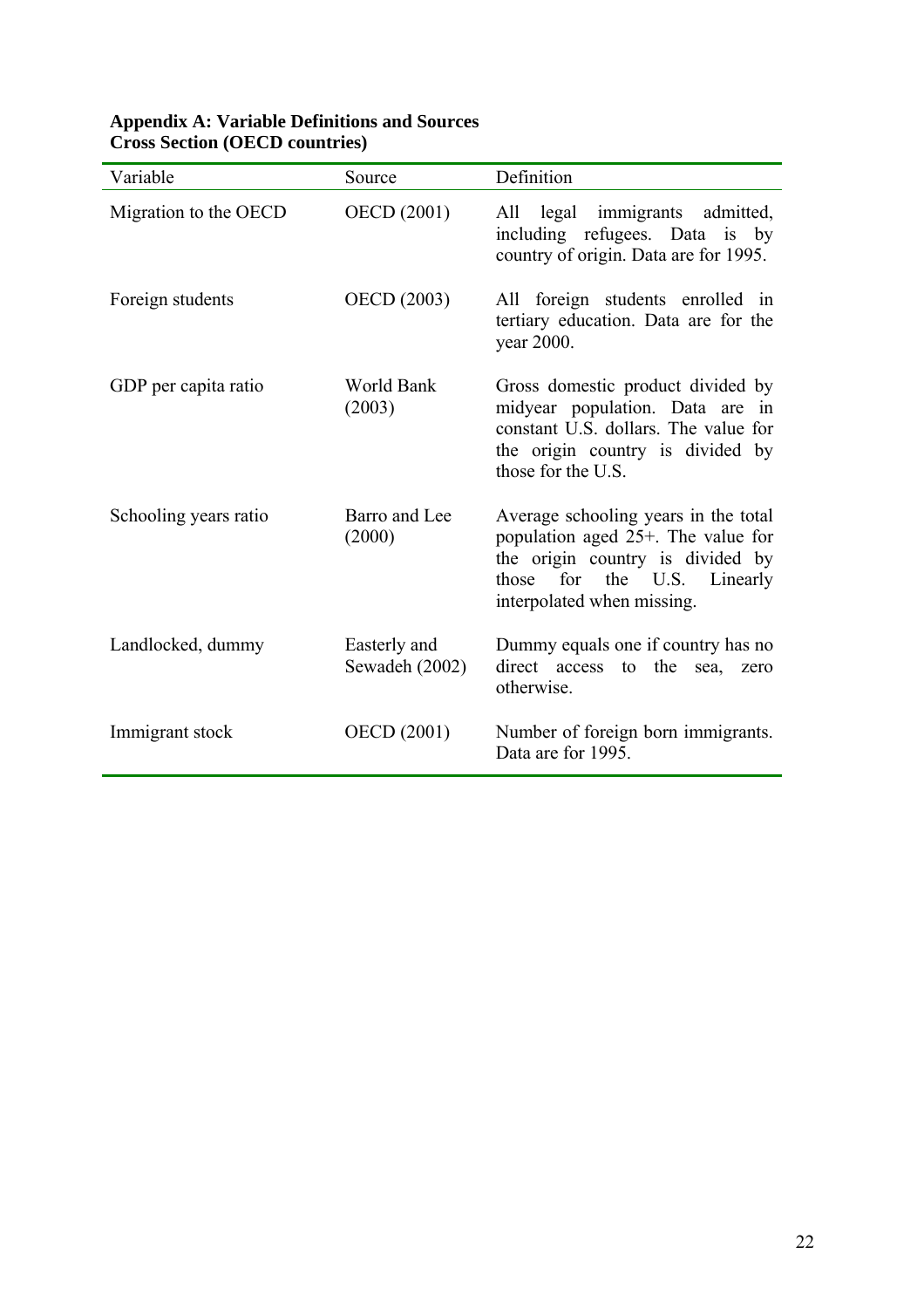**Appendix A: Variable Definitions and Sources**
**Cross Section (OECD countries)**

| Variable | Source | Definition |
| --- | --- | --- |
| Migration to the OECD | OECD (2001) | All legal immigrants admitted, including refugees. Data is by country of origin. Data are for 1995. |
| Foreign students | OECD (2003) | All foreign students enrolled in tertiary education. Data are for the year 2000. |
| GDP per capita ratio | World Bank (2003) | Gross domestic product divided by midyear population. Data are in constant U.S. dollars. The value for the origin country is divided by those for the U.S. |
| Schooling years ratio | Barro and Lee (2000) | Average schooling years in the total population aged 25+. The value for the origin country is divided by those for the U.S. Linearly interpolated when missing. |
| Landlocked, dummy | Easterly and Sewadeh (2002) | Dummy equals one if country has no direct access to the sea, zero otherwise. |
| Immigrant stock | OECD (2001) | Number of foreign born immigrants. Data are for 1995. |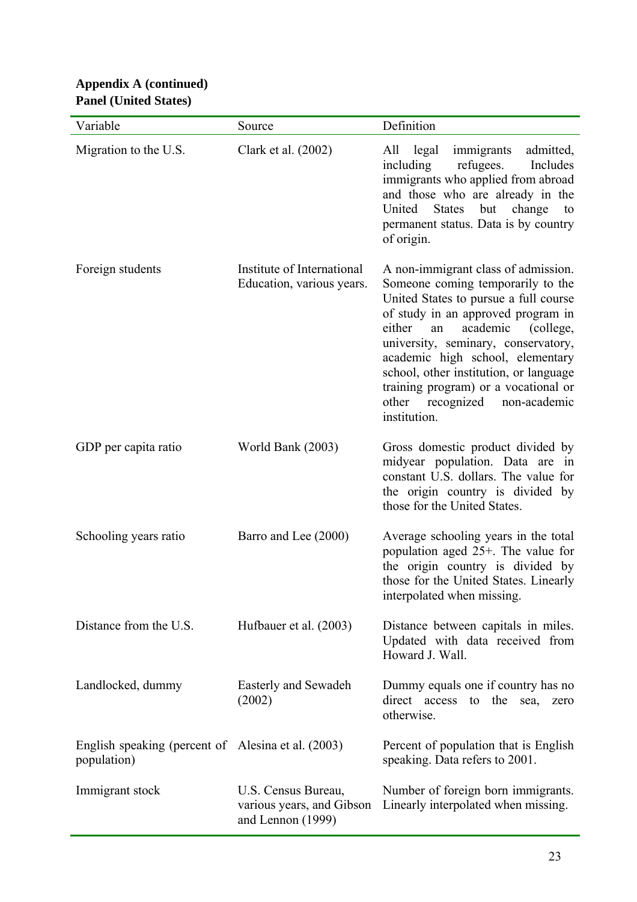**Appendix A (continued)**
**Panel (United States)**

| Variable | Source | Definition |
|---|---|---|
| Migration to the U.S. | Clark et al. (2002) | All legal immigrants admitted, including refugees. Includes immigrants who applied from abroad and those who are already in the United States but change to permanent status. Data is by country of origin. |
| Foreign students | Institute of International Education, various years. | A non-immigrant class of admission. Someone coming temporarily to the United States to pursue a full course of study in an approved program in either an academic (college, university, seminary, conservatory, academic high school, elementary school, other institution, or language training program) or a vocational or other recognized non-academic institution. |
| GDP per capita ratio | World Bank (2003) | Gross domestic product divided by midyear population. Data are in constant U.S. dollars. The value for the origin country is divided by those for the United States. |
| Schooling years ratio | Barro and Lee (2000) | Average schooling years in the total population aged 25+. The value for the origin country is divided by those for the United States. Linearly interpolated when missing. |
| Distance from the U.S. | Hufbauer et al. (2003) | Distance between capitals in miles. Updated with data received from Howard J. Wall. |
| Landlocked, dummy | Easterly and Sewadeh (2002) | Dummy equals one if country has no direct access to the sea, zero otherwise. |
| English speaking (percent of population) | Alesina et al. (2003) | Percent of population that is English speaking. Data refers to 2001. |
| Immigrant stock | U.S. Census Bureau, various years, and Gibson and Lennon (1999) | Number of foreign born immigrants. Linearly interpolated when missing. |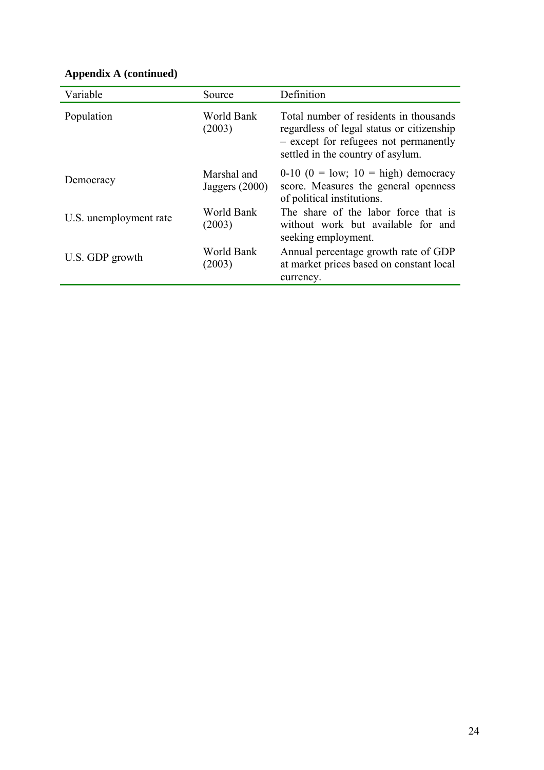**Appendix A (continued)**

| Variable | Source | Definition |
|---|---|---|
| Population | World Bank (2003) | Total number of residents in thousands regardless of legal status or citizenship – except for refugees not permanently settled in the country of asylum. |
| Democracy | Marshal and Jaggers (2000) | 0-10 (0 = low; 10 = high) democracy score. Measures the general openness of political institutions. |
| U.S. unemployment rate | World Bank (2003) | The share of the labor force that is without work but available for and seeking employment. |
| U.S. GDP growth | World Bank (2003) | Annual percentage growth rate of GDP at market prices based on constant local currency. |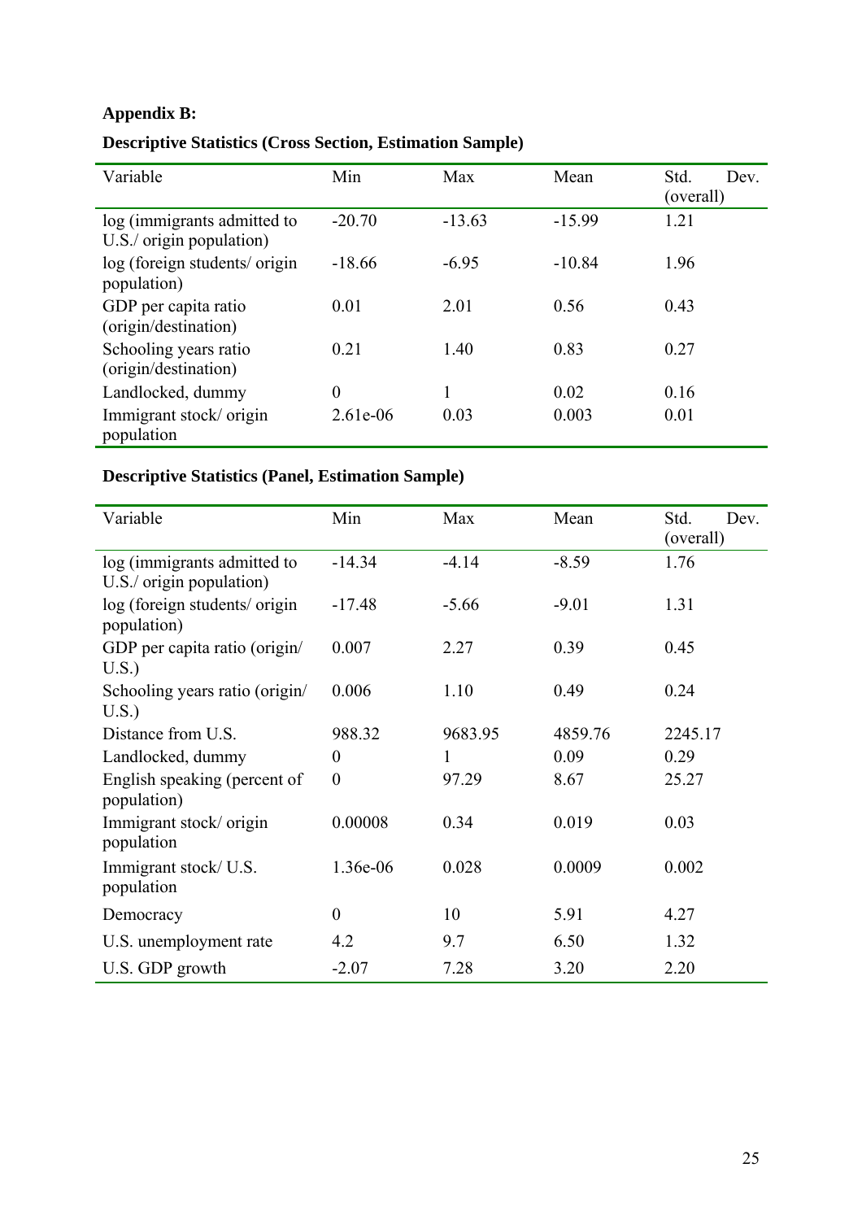**Appendix B:**

**Descriptive Statistics (Cross Section, Estimation Sample)**

| Variable | Min | Max | Mean | Std. Dev. (overall) |
|---|---|---|---|---|
| log (immigrants admitted to U.S./ origin population) | -20.70 | -13.63 | -15.99 | 1.21 |
| log (foreign students/ origin population) | -18.66 | -6.95 | -10.84 | 1.96 |
| GDP per capita ratio (origin/destination) | 0.01 | 2.01 | 0.56 | 0.43 |
| Schooling years ratio (origin/destination) | 0.21 | 1.40 | 0.83 | 0.27 |
| Landlocked, dummy | 0 | 1 | 0.02 | 0.16 |
| Immigrant stock/ origin population | 2.61e-06 | 0.03 | 0.003 | 0.01 |

**Descriptive Statistics (Panel, Estimation Sample)**

| Variable | Min | Max | Mean | Std. Dev. (overall) |
|---|---|---|---|---|
| log (immigrants admitted to U.S./ origin population) | -14.34 | -4.14 | -8.59 | 1.76 |
| log (foreign students/ origin population) | -17.48 | -5.66 | -9.01 | 1.31 |
| GDP per capita ratio (origin/ U.S.) | 0.007 | 2.27 | 0.39 | 0.45 |
| Schooling years ratio (origin/ U.S.) | 0.006 | 1.10 | 0.49 | 0.24 |
| Distance from U.S. | 988.32 | 9683.95 | 4859.76 | 2245.17 |
| Landlocked, dummy | 0 | 1 | 0.09 | 0.29 |
| English speaking (percent of population) | 0 | 97.29 | 8.67 | 25.27 |
| Immigrant stock/ origin population | 0.00008 | 0.34 | 0.019 | 0.03 |
| Immigrant stock/ U.S. population | 1.36e-06 | 0.028 | 0.0009 | 0.002 |
| Democracy | 0 | 10 | 5.91 | 4.27 |
| U.S. unemployment rate | 4.2 | 9.7 | 6.50 | 1.32 |
| U.S. GDP growth | -2.07 | 7.28 | 3.20 | 2.20 |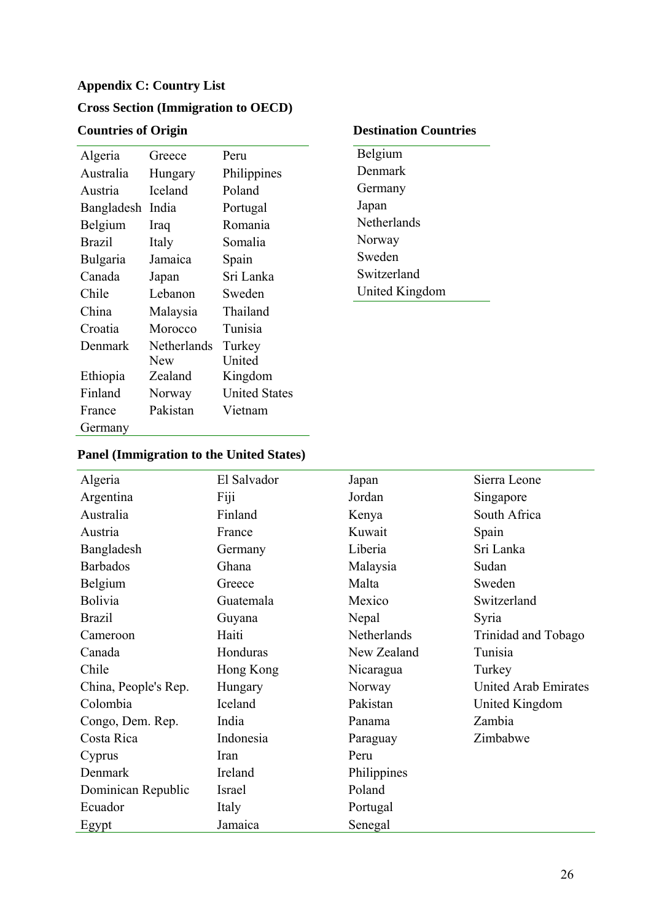## Appendix C: Country List

### Cross Section (Immigration to OECD)

**Countries of Origin**

| | | |
|---|---|---|
| Algeria | Greece | Peru |
| Australia | Hungary | Philippines |
| Austria | Iceland | Poland |
| Bangladesh | India | Portugal |
| Belgium | Iraq | Romania |
| Brazil | Italy | Somalia |
| Bulgaria | Jamaica | Spain |
| Canada | Japan | Sri Lanka |
| Chile | Lebanon | Sweden |
| China | Malaysia | Thailand |
| Croatia | Morocco | Tunisia |
| Denmark | Netherlands | Turkey |
| Ethiopia | New Zealand | United Kingdom |
| Finland | Norway | United States |
| France | Pakistan | Vietnam |
| Germany | | |

**Destination Countries**

| |
|---|
| Belgium |
| Denmark |
| Germany |
| Japan |
| Netherlands |
| Norway |
| Sweden |
| Switzerland |
| United Kingdom |

### Panel (Immigration to the United States)

| | | | |
|---|---|---|---|
| Algeria | El Salvador | Japan | Sierra Leone |
| Argentina | Fiji | Jordan | Singapore |
| Australia | Finland | Kenya | South Africa |
| Austria | France | Kuwait | Spain |
| Bangladesh | Germany | Liberia | Sri Lanka |
| Barbados | Ghana | Malaysia | Sudan |
| Belgium | Greece | Malta | Sweden |
| Bolivia | Guatemala | Mexico | Switzerland |
| Brazil | Guyana | Nepal | Syria |
| Cameroon | Haiti | Netherlands | Trinidad and Tobago |
| Canada | Honduras | New Zealand | Tunisia |
| Chile | Hong Kong | Nicaragua | Turkey |
| China, People's Rep. | Hungary | Norway | United Arab Emirates |
| Colombia | Iceland | Pakistan | United Kingdom |
| Congo, Dem. Rep. | India | Panama | Zambia |
| Costa Rica | Indonesia | Paraguay | Zimbabwe |
| Cyprus | Iran | Peru | |
| Denmark | Ireland | Philippines | |
| Dominican Republic | Israel | Poland | |
| Ecuador | Italy | Portugal | |
| Egypt | Jamaica | Senegal | |